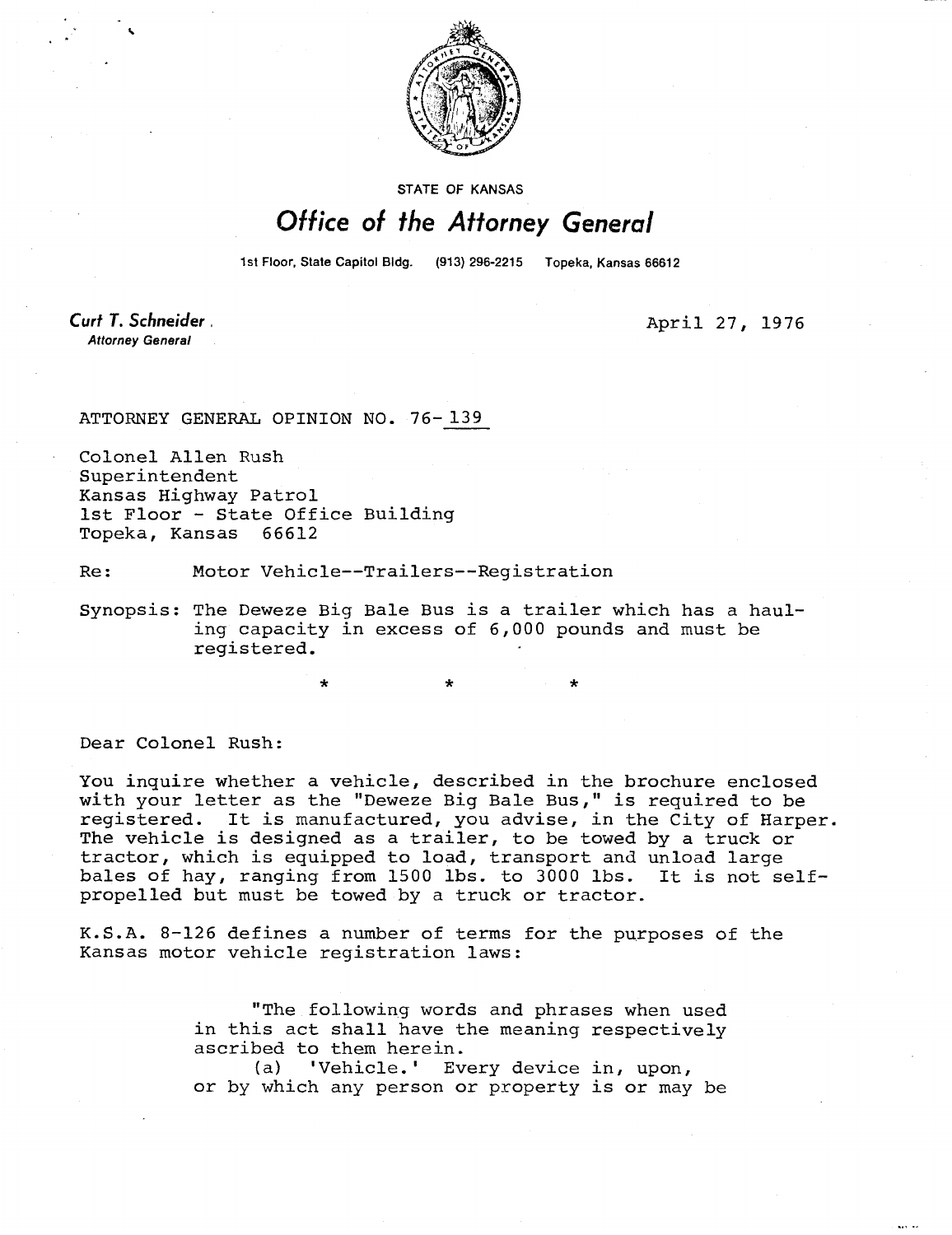STATE OF KANSAS

# Office of the Attorney General

1st Floor, State Capitol Bldg. (913) 296-2215 Topeka, Kansas 66612

**Curt T. Schneider**
*Attorney General*

April 27, 1976

ATTORNEY GENERAL OPINION NO. 76-139

Colonel Allen Rush
Superintendent
Kansas Highway Patrol
1st Floor - State Office Building
Topeka, Kansas 66612

Re: Motor Vehicle--Trailers--Registration

Synopsis: The Deweze Big Bale Bus is a trailer which has a hauling capacity in excess of 6,000 pounds and must be registered.

\* \* \*

Dear Colonel Rush:

You inquire whether a vehicle, described in the brochure enclosed with your letter as the "Deweze Big Bale Bus," is required to be registered. It is manufactured, you advise, in the City of Harper. The vehicle is designed as a trailer, to be towed by a truck or tractor, which is equipped to load, transport and unload large bales of hay, ranging from 1500 lbs. to 3000 lbs. It is not self-propelled but must be towed by a truck or tractor.

K.S.A. 8-126 defines a number of terms for the purposes of the Kansas motor vehicle registration laws:

> "The following words and phrases when used in this act shall have the meaning respectively ascribed to them herein.
>
> (a) 'Vehicle.' Every device in, upon, or by which any person or property is or may be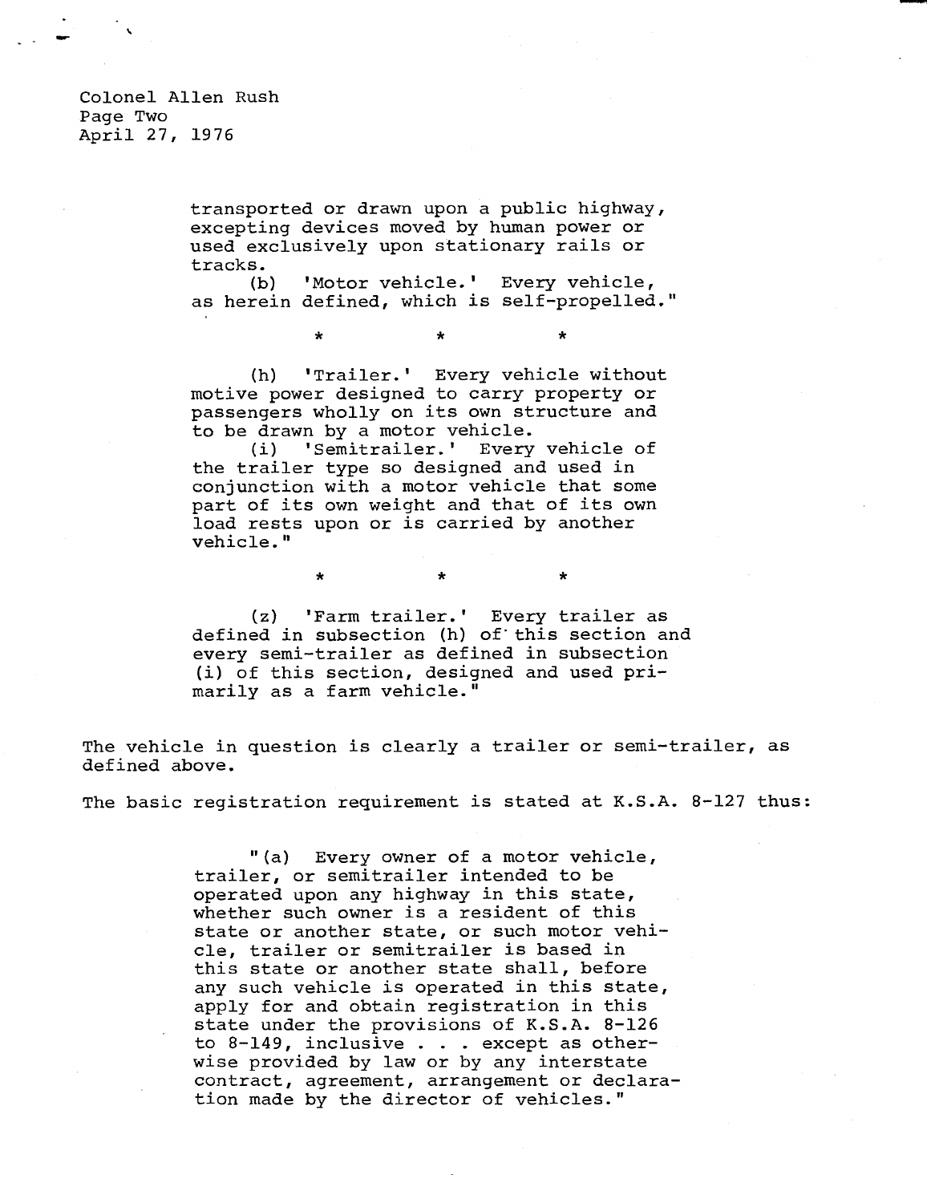Colonel Allen Rush
Page Two
April 27, 1976

> transported or drawn upon a public highway, excepting devices moved by human power or used exclusively upon stationary rails or tracks.
>
> (b) 'Motor vehicle.' Every vehicle, as herein defined, which is self-propelled."
>
> \* \* \*
>
> (h) 'Trailer.' Every vehicle without motive power designed to carry property or passengers wholly on its own structure and to be drawn by a motor vehicle.
>
> (i) 'Semitrailer.' Every vehicle of the trailer type so designed and used in conjunction with a motor vehicle that some part of its own weight and that of its own load rests upon or is carried by another vehicle."
>
> \* \* \*
>
> (z) 'Farm trailer.' Every trailer as defined in subsection (h) of this section and every semi-trailer as defined in subsection (i) of this section, designed and used primarily as a farm vehicle."

The vehicle in question is clearly a trailer or semi-trailer, as defined above.

The basic registration requirement is stated at K.S.A. 8-127 thus:

> "(a) Every owner of a motor vehicle, trailer, or semitrailer intended to be operated upon any highway in this state, whether such owner is a resident of this state or another state, or such motor vehicle, trailer or semitrailer is based in this state or another state shall, before any such vehicle is operated in this state, apply for and obtain registration in this state under the provisions of K.S.A. 8-126 to 8-149, inclusive . . . except as otherwise provided by law or by any interstate contract, agreement, arrangement or declaration made by the director of vehicles."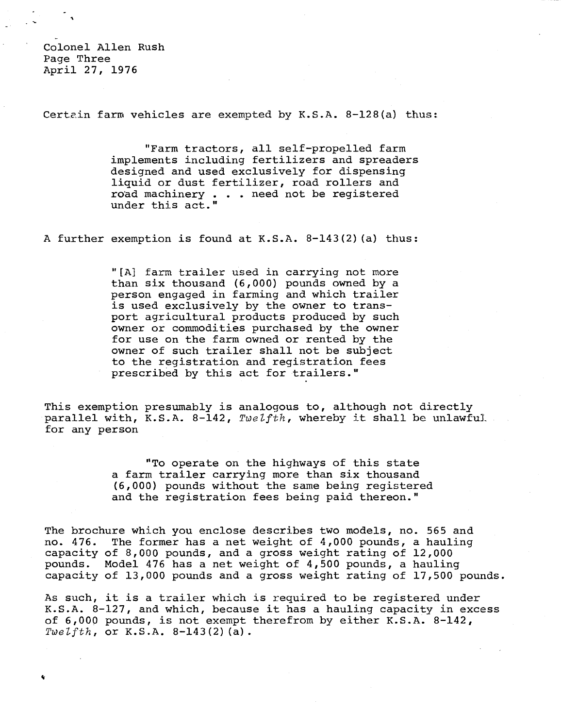Certain farm vehicles are exempted by K.S.A. 8-128(a) thus:

> "Farm tractors, all self-propelled farm implements including fertilizers and spreaders designed and used exclusively for dispensing liquid or dust fertilizer, road rollers and road machinery . . . need not be registered under this act."

A further exemption is found at K.S.A. 8-143(2)(a) thus:

> "[A] farm trailer used in carrying not more than six thousand (6,000) pounds owned by a person engaged in farming and which trailer is used exclusively by the owner to transport agricultural products produced by such owner or commodities purchased by the owner for use on the farm owned or rented by the owner of such trailer shall not be subject to the registration and registration fees prescribed by this act for trailers."

This exemption presumably is analogous to, although not directly parallel with, K.S.A. 8-142, *Twelfth*, whereby it shall be unlawful for any person

> "To operate on the highways of this state a farm trailer carrying more than six thousand (6,000) pounds without the same being registered and the registration fees being paid thereon."

The brochure which you enclose describes two models, no. 565 and no. 476. The former has a net weight of 4,000 pounds, a hauling capacity of 8,000 pounds, and a gross weight rating of 12,000 pounds. Model 476 has a net weight of 4,500 pounds, a hauling capacity of 13,000 pounds and a gross weight rating of 17,500 pounds.

As such, it is a trailer which is required to be registered under K.S.A. 8-127, and which, because it has a hauling capacity in excess of 6,000 pounds, is not exempt therefrom by either K.S.A. 8-142, *Twelfth*, or K.S.A. 8-143(2)(a).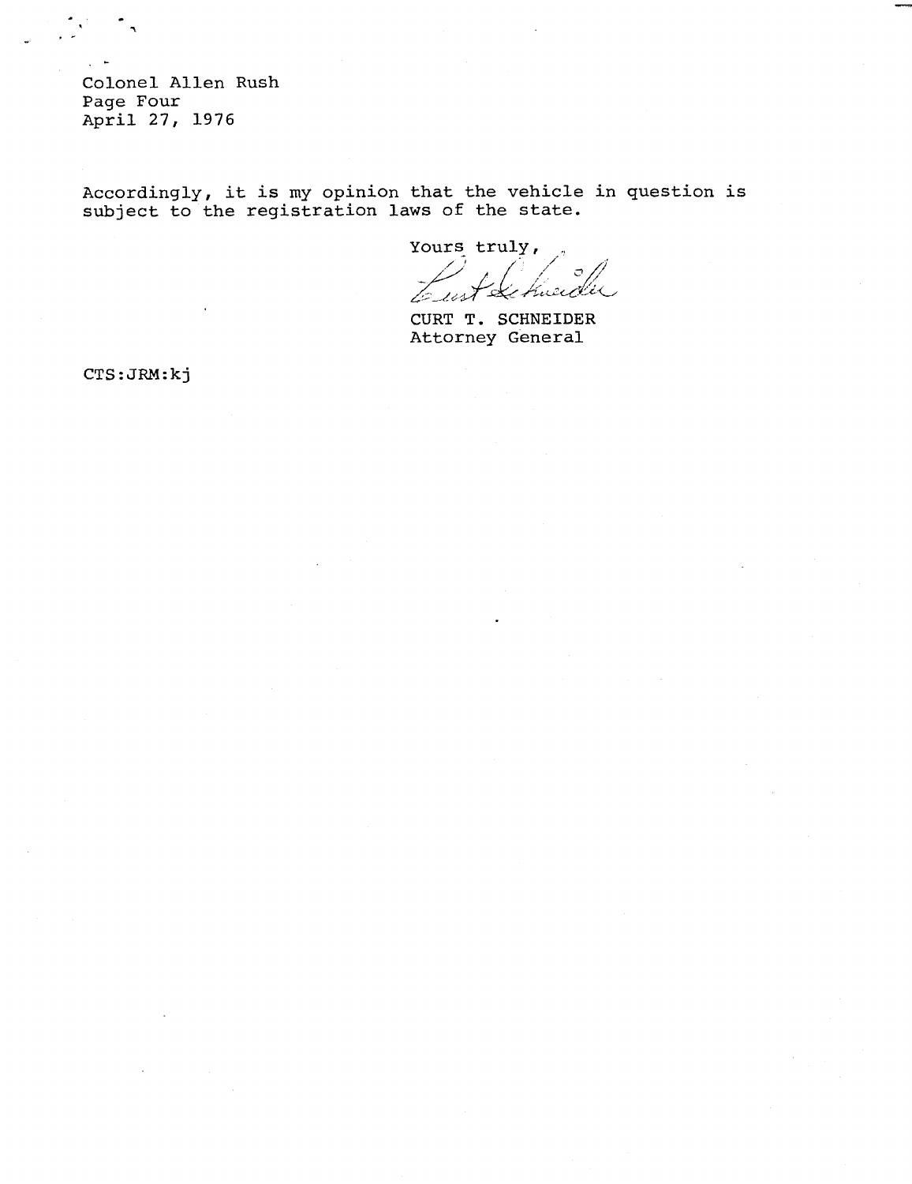Colonel Allen Rush
Page Four
April 27, 1976

Accordingly, it is my opinion that the vehicle in question is subject to the registration laws of the state.

Yours truly,

CURT T. SCHNEIDER
Attorney General

CTS:JRM:kj